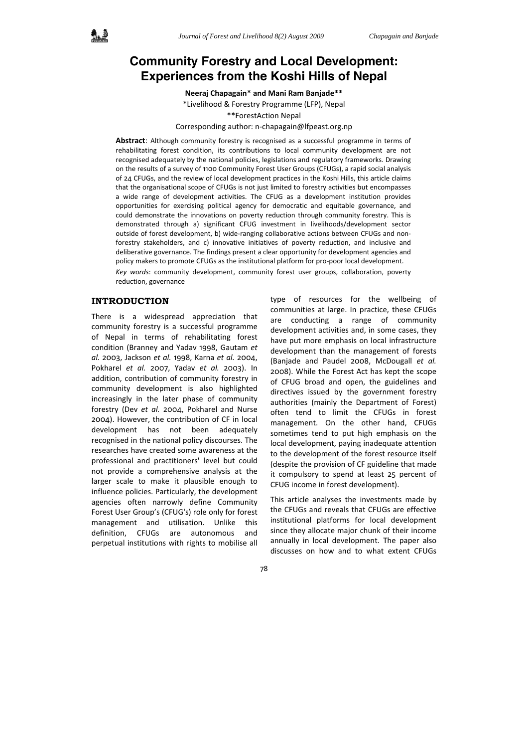# Community Forestry and Local Development: Experiences from the Koshi Hills of Nepal

**Neeraj Chapagain\* and Mani Ram Banjade\*\***

\*Livelihood & Forestry Programme (LFP), Nepal

\*\*ForestAction Nepal

Corresponding author: n-chapagain@lfpeast.org.np

**Abstract**: Although community forestry is recognised as a successful programme in terms of rehabilitating forest condition, its contributions to local community development are not recognised adequately by the national policies, legislations and regulatory frameworks. Drawing on the results of a survey of 1100 Community Forest User Groups (CFUGs), a rapid social analysis of 24 CFUGs, and the review of local development practices in the Koshi Hills, this article claims that the organisational scope of CFUGs is not just limited to forestry activities but encompasses a wide range of development activities. The CFUG as a development institution provides opportunities for exercising political agency for democratic and equitable governance, and could demonstrate the innovations on poverty reduction through community forestry. This is demonstrated through a) significant CFUG investment in livelihoods/development sector outside of forest development, b) wide-ranging collaborative actions between CFUGs and non-forestry stakeholders, and c) innovative initiatives of poverty reduction, and inclusive and deliberative governance. The findings present a clear opportunity for development agencies and policy makers to promote CFUGs as the institutional platform for pro-poor local development.

*Key words*: community development, community forest user groups, collaboration, poverty reduction, governance

## INTRODUCTION

There is a widespread appreciation that community forestry is a successful programme of Nepal in terms of rehabilitating forest condition (Branney and Yadav 1998, Gautam *et al.* 2003, Jackson *et al.* 1998, Karna *et al.* 2004, Pokharel *et al.* 2007, Yadav *et al.* 2003). In addition, contribution of community forestry in community development is also highlighted increasingly in the later phase of community forestry (Dev *et al.* 2004, Pokharel and Nurse 2004). However, the contribution of CF in local development has not been adequately recognised in the national policy discourses. The researches have created some awareness at the professional and practitioners' level but could not provide a comprehensive analysis at the larger scale to make it plausible enough to influence policies. Particularly, the development agencies often narrowly define Community Forest User Group's (CFUG's) role only for forest management and utilisation. Unlike this definition, CFUGs are autonomous and perpetual institutions with rights to mobilise all type of resources for the wellbeing of communities at large. In practice, these CFUGs are conducting a range of community development activities and, in some cases, they have put more emphasis on local infrastructure development than the management of forests (Banjade and Paudel 2008, McDougall *et al.* 2008). While the Forest Act has kept the scope of CFUG broad and open, the guidelines and directives issued by the government forestry authorities (mainly the Department of Forest) often tend to limit the CFUGs in forest management. On the other hand, CFUGs sometimes tend to put high emphasis on the local development, paying inadequate attention to the development of the forest resource itself (despite the provision of CF guideline that made it compulsory to spend at least 25 percent of CFUG income in forest development).

This article analyses the investments made by the CFUGs and reveals that CFUGs are effective institutional platforms for local development since they allocate major chunk of their income annually in local development. The paper also discusses on how and to what extent CFUGs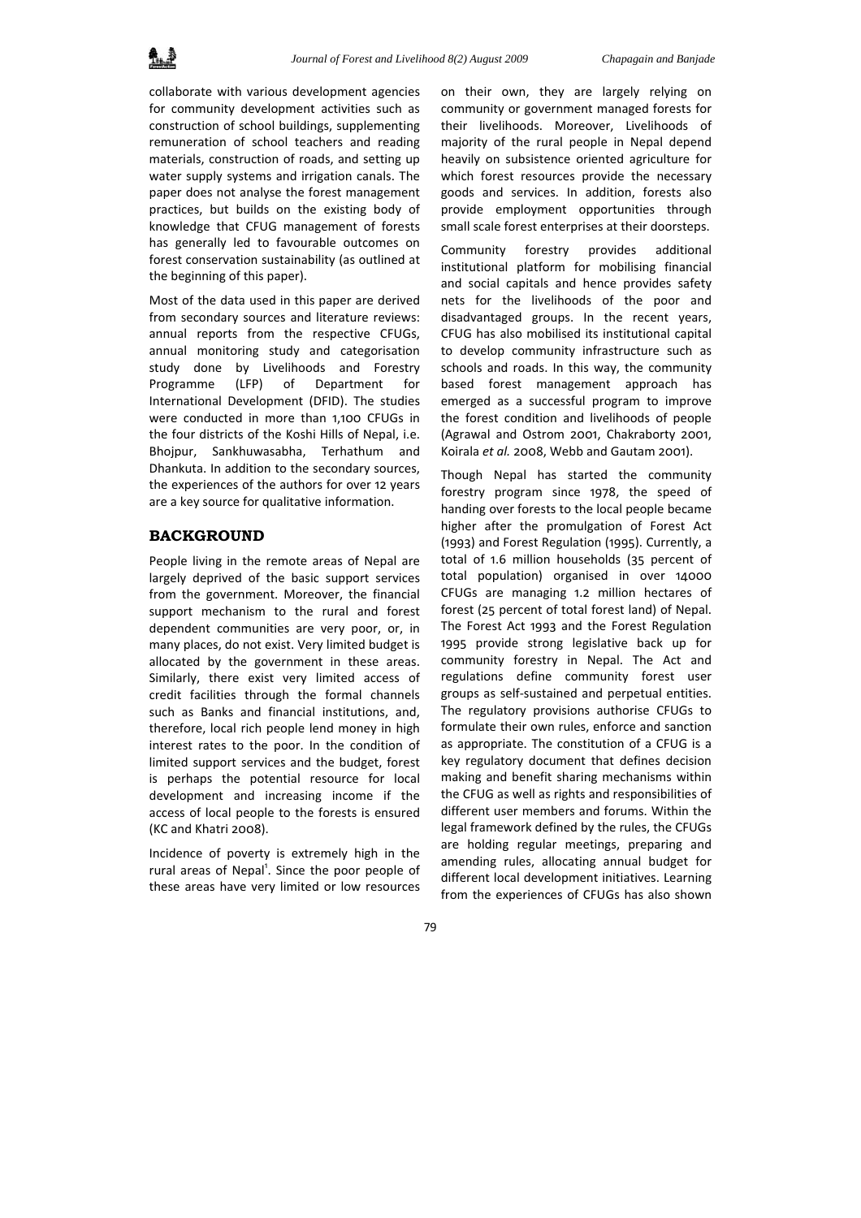collaborate with various development agencies for community development activities such as construction of school buildings, supplementing remuneration of school teachers and reading materials, construction of roads, and setting up water supply systems and irrigation canals. The paper does not analyse the forest management practices, but builds on the existing body of knowledge that CFUG management of forests has generally led to favourable outcomes on forest conservation sustainability (as outlined at the beginning of this paper).

Most of the data used in this paper are derived from secondary sources and literature reviews: annual reports from the respective CFUGs, annual monitoring study and categorisation study done by Livelihoods and Forestry Programme (LFP) of Department for International Development (DFID). The studies were conducted in more than 1,100 CFUGs in the four districts of the Koshi Hills of Nepal, i.e. Bhojpur, Sankhuwasabha, Terhathum and Dhankuta. In addition to the secondary sources, the experiences of the authors for over 12 years are a key source for qualitative information.

## BACKGROUND

People living in the remote areas of Nepal are largely deprived of the basic support services from the government. Moreover, the financial support mechanism to the rural and forest dependent communities are very poor, or, in many places, do not exist. Very limited budget is allocated by the government in these areas. Similarly, there exist very limited access of credit facilities through the formal channels such as Banks and financial institutions, and, therefore, local rich people lend money in high interest rates to the poor. In the condition of limited support services and the budget, forest is perhaps the potential resource for local development and increasing income if the access of local people to the forests is ensured (KC and Khatri 2008).

Incidence of poverty is extremely high in the rural areas of Nepal[1]. Since the poor people of these areas have very limited or low resources on their own, they are largely relying on community or government managed forests for their livelihoods. Moreover, Livelihoods of majority of the rural people in Nepal depend heavily on subsistence oriented agriculture for which forest resources provide the necessary goods and services. In addition, forests also provide employment opportunities through small scale forest enterprises at their doorsteps.

Community forestry provides additional institutional platform for mobilising financial and social capitals and hence provides safety nets for the livelihoods of the poor and disadvantaged groups. In the recent years, CFUG has also mobilised its institutional capital to develop community infrastructure such as schools and roads. In this way, the community based forest management approach has emerged as a successful program to improve the forest condition and livelihoods of people (Agrawal and Ostrom 2001, Chakraborty 2001, Koirala *et al.* 2008, Webb and Gautam 2001).

Though Nepal has started the community forestry program since 1978, the speed of handing over forests to the local people became higher after the promulgation of Forest Act (1993) and Forest Regulation (1995). Currently, a total of 1.6 million households (35 percent of total population) organised in over 14000 CFUGs are managing 1.2 million hectares of forest (25 percent of total forest land) of Nepal. The Forest Act 1993 and the Forest Regulation 1995 provide strong legislative back up for community forestry in Nepal. The Act and regulations define community forest user groups as self-sustained and perpetual entities. The regulatory provisions authorise CFUGs to formulate their own rules, enforce and sanction as appropriate. The constitution of a CFUG is a key regulatory document that defines decision making and benefit sharing mechanisms within the CFUG as well as rights and responsibilities of different user members and forums. Within the legal framework defined by the rules, the CFUGs are holding regular meetings, preparing and amending rules, allocating annual budget for different local development initiatives. Learning from the experiences of CFUGs has also shown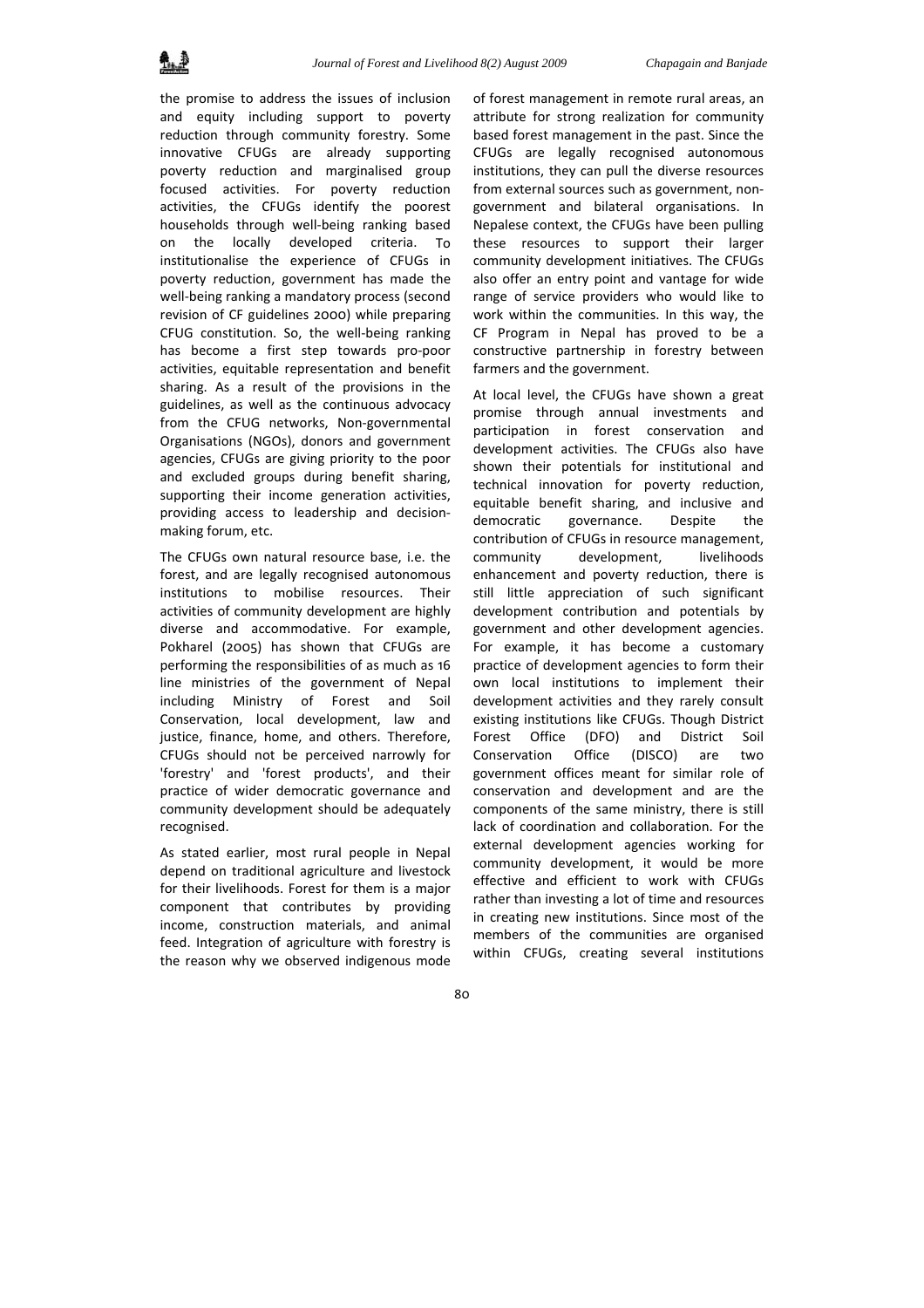the promise to address the issues of inclusion and equity including support to poverty reduction through community forestry. Some innovative CFUGs are already supporting poverty reduction and marginalised group focused activities. For poverty reduction activities, the CFUGs identify the poorest households through well-being ranking based on the locally developed criteria. To institutionalise the experience of CFUGs in poverty reduction, government has made the well-being ranking a mandatory process (second revision of CF guidelines 2000) while preparing CFUG constitution. So, the well-being ranking has become a first step towards pro-poor activities, equitable representation and benefit sharing. As a result of the provisions in the guidelines, as well as the continuous advocacy from the CFUG networks, Non-governmental Organisations (NGOs), donors and government agencies, CFUGs are giving priority to the poor and excluded groups during benefit sharing, supporting their income generation activities, providing access to leadership and decision-making forum, etc.

The CFUGs own natural resource base, i.e. the forest, and are legally recognised autonomous institutions to mobilise resources. Their activities of community development are highly diverse and accommodative. For example, Pokharel (2005) has shown that CFUGs are performing the responsibilities of as much as 16 line ministries of the government of Nepal including Ministry of Forest and Soil Conservation, local development, law and justice, finance, home, and others. Therefore, CFUGs should not be perceived narrowly for 'forestry' and 'forest products', and their practice of wider democratic governance and community development should be adequately recognised.

As stated earlier, most rural people in Nepal depend on traditional agriculture and livestock for their livelihoods. Forest for them is a major component that contributes by providing income, construction materials, and animal feed. Integration of agriculture with forestry is the reason why we observed indigenous mode of forest management in remote rural areas, an attribute for strong realization for community based forest management in the past. Since the CFUGs are legally recognised autonomous institutions, they can pull the diverse resources from external sources such as government, non-government and bilateral organisations. In Nepalese context, the CFUGs have been pulling these resources to support their larger community development initiatives. The CFUGs also offer an entry point and vantage for wide range of service providers who would like to work within the communities. In this way, the CF Program in Nepal has proved to be a constructive partnership in forestry between farmers and the government.

At local level, the CFUGs have shown a great promise through annual investments and participation in forest conservation and development activities. The CFUGs also have shown their potentials for institutional and technical innovation for poverty reduction, equitable benefit sharing, and inclusive and democratic governance. Despite the contribution of CFUGs in resource management, community development, livelihoods enhancement and poverty reduction, there is still little appreciation of such significant development contribution and potentials by government and other development agencies. For example, it has become a customary practice of development agencies to form their own local institutions to implement their development activities and they rarely consult existing institutions like CFUGs. Though District Forest Office (DFO) and District Soil Conservation Office (DISCO) are two government offices meant for similar role of conservation and development and are the components of the same ministry, there is still lack of coordination and collaboration. For the external development agencies working for community development, it would be more effective and efficient to work with CFUGs rather than investing a lot of time and resources in creating new institutions. Since most of the members of the communities are organised within CFUGs, creating several institutions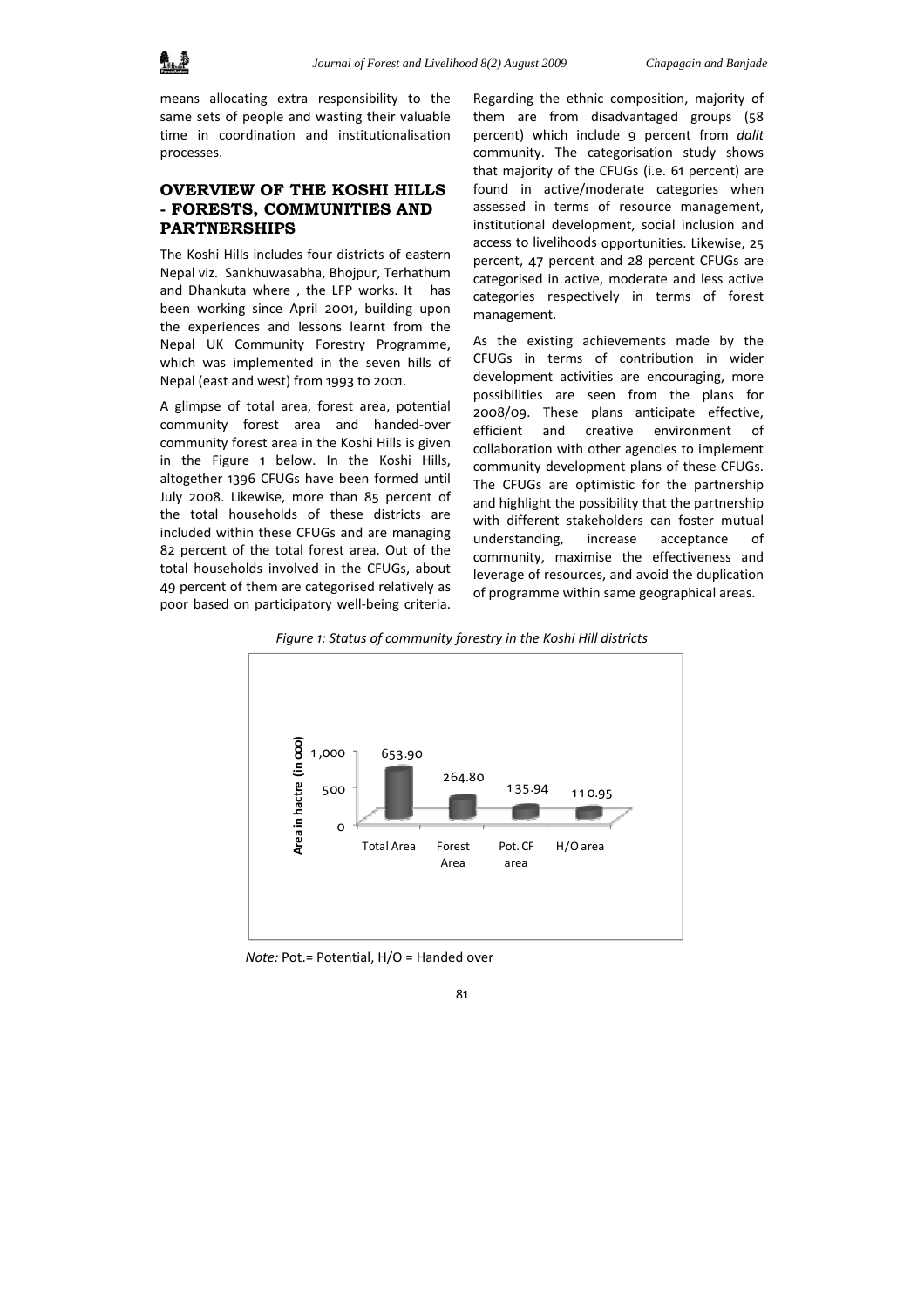means allocating extra responsibility to the same sets of people and wasting their valuable time in coordination and institutionalisation processes.

## OVERVIEW OF THE KOSHI HILLS - FORESTS, COMMUNITIES AND PARTNERSHIPS

The Koshi Hills includes four districts of eastern Nepal viz. Sankhuwasabha, Bhojpur, Terhathum and Dhankuta where , the LFP works. It has been working since April 2001, building upon the experiences and lessons learnt from the Nepal UK Community Forestry Programme, which was implemented in the seven hills of Nepal (east and west) from 1993 to 2001.

A glimpse of total area, forest area, potential community forest area and handed-over community forest area in the Koshi Hills is given in the Figure 1 below. In the Koshi Hills, altogether 1396 CFUGs have been formed until July 2008. Likewise, more than 85 percent of the total households of these districts are included within these CFUGs and are managing 82 percent of the total forest area. Out of the total households involved in the CFUGs, about 49 percent of them are categorised relatively as poor based on participatory well-being criteria. Regarding the ethnic composition, majority of them are from disadvantaged groups (58 percent) which include 9 percent from *dalit* community. The categorisation study shows that majority of the CFUGs (i.e. 61 percent) are found in active/moderate categories when assessed in terms of resource management, institutional development, social inclusion and access to livelihoods opportunities. Likewise, 25 percent, 47 percent and 28 percent CFUGs are categorised in active, moderate and less active categories respectively in terms of forest management.

As the existing achievements made by the CFUGs in terms of contribution in wider development activities are encouraging, more possibilities are seen from the plans for 2008/09. These plans anticipate effective, efficient and creative environment of collaboration with other agencies to implement community development plans of these CFUGs. The CFUGs are optimistic for the partnership and highlight the possibility that the partnership with different stakeholders can foster mutual understanding, increase acceptance of community, maximise the effectiveness and leverage of resources, and avoid the duplication of programme within same geographical areas.

*Figure 1: Status of community forestry in the Koshi Hill districts*

| | Total Area | Forest Area | Pot. CF area | H/O area |
|---|---|---|---|---|
| Area in hactre (in 000) | 653.90 | 264.80 | 135.94 | 110.95 |

*Note:* Pot.= Potential, H/O = Handed over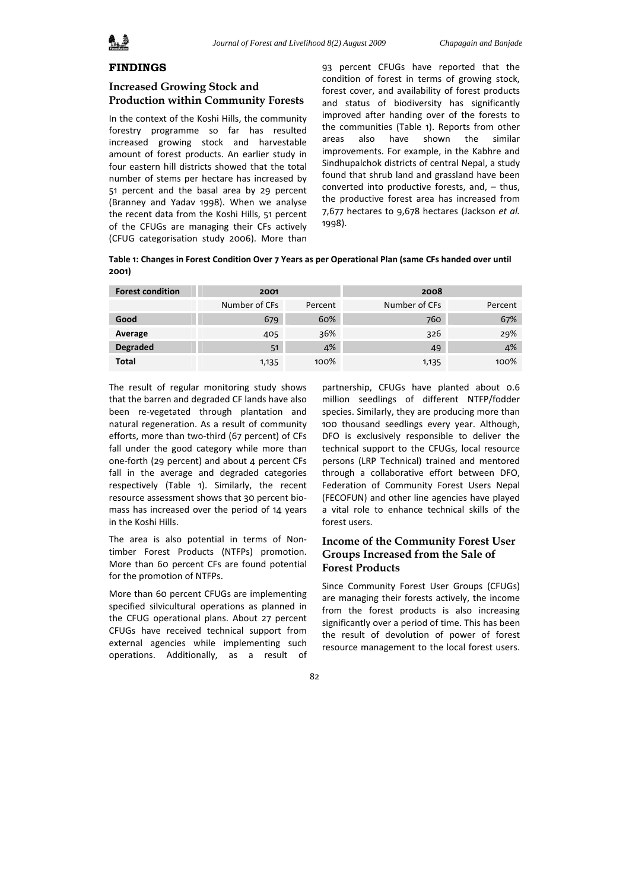## FINDINGS

### Increased Growing Stock and Production within Community Forests

In the context of the Koshi Hills, the community forestry programme so far has resulted increased growing stock and harvestable amount of forest products. An earlier study in four eastern hill districts showed that the total number of stems per hectare has increased by 51 percent and the basal area by 29 percent (Branney and Yadav 1998). When we analyse the recent data from the Koshi Hills, 51 percent of the CFUGs are managing their CFs actively (CFUG categorisation study 2006). More than 93 percent CFUGs have reported that the condition of forest in terms of growing stock, forest cover, and availability of forest products and status of biodiversity has significantly improved after handing over of the forests to the communities (Table 1). Reports from other areas also have shown the similar improvements. For example, in the Kabhre and Sindhupalchok districts of central Nepal, a study found that shrub land and grassland have been converted into productive forests, and, – thus, the productive forest area has increased from 7,677 hectares to 9,678 hectares (Jackson *et al.* 1998).

**Table 1: Changes in Forest Condition Over 7 Years as per Operational Plan (same CFs handed over until 2001)**

| Forest condition | 2001 | | 2008 | |
|---|---|---|---|---|
| | Number of CFs | Percent | Number of CFs | Percent |
| **Good** | 679 | 60% | 760 | 67% |
| **Average** | 405 | 36% | 326 | 29% |
| **Degraded** | 51 | 4% | 49 | 4% |
| **Total** | 1,135 | 100% | 1,135 | 100% |

The result of regular monitoring study shows that the barren and degraded CF lands have also been re-vegetated through plantation and natural regeneration. As a result of community efforts, more than two-third (67 percent) of CFs fall under the good category while more than one-forth (29 percent) and about 4 percent CFs fall in the average and degraded categories respectively (Table 1). Similarly, the recent resource assessment shows that 30 percent bio-mass has increased over the period of 14 years in the Koshi Hills.

The area is also potential in terms of Non-timber Forest Products (NTFPs) promotion. More than 60 percent CFs are found potential for the promotion of NTFPs.

More than 60 percent CFUGs are implementing specified silvicultural operations as planned in the CFUG operational plans. About 27 percent CFUGs have received technical support from external agencies while implementing such operations. Additionally, as a result of partnership, CFUGs have planted about 0.6 million seedlings of different NTFP/fodder species. Similarly, they are producing more than 100 thousand seedlings every year. Although, DFO is exclusively responsible to deliver the technical support to the CFUGs, local resource persons (LRP Technical) trained and mentored through a collaborative effort between DFO, Federation of Community Forest Users Nepal (FECOFUN) and other line agencies have played a vital role to enhance technical skills of the forest users.

### Income of the Community Forest User Groups Increased from the Sale of Forest Products

Since Community Forest User Groups (CFUGs) are managing their forests actively, the income from the forest products is also increasing significantly over a period of time. This has been the result of devolution of power of forest resource management to the local forest users.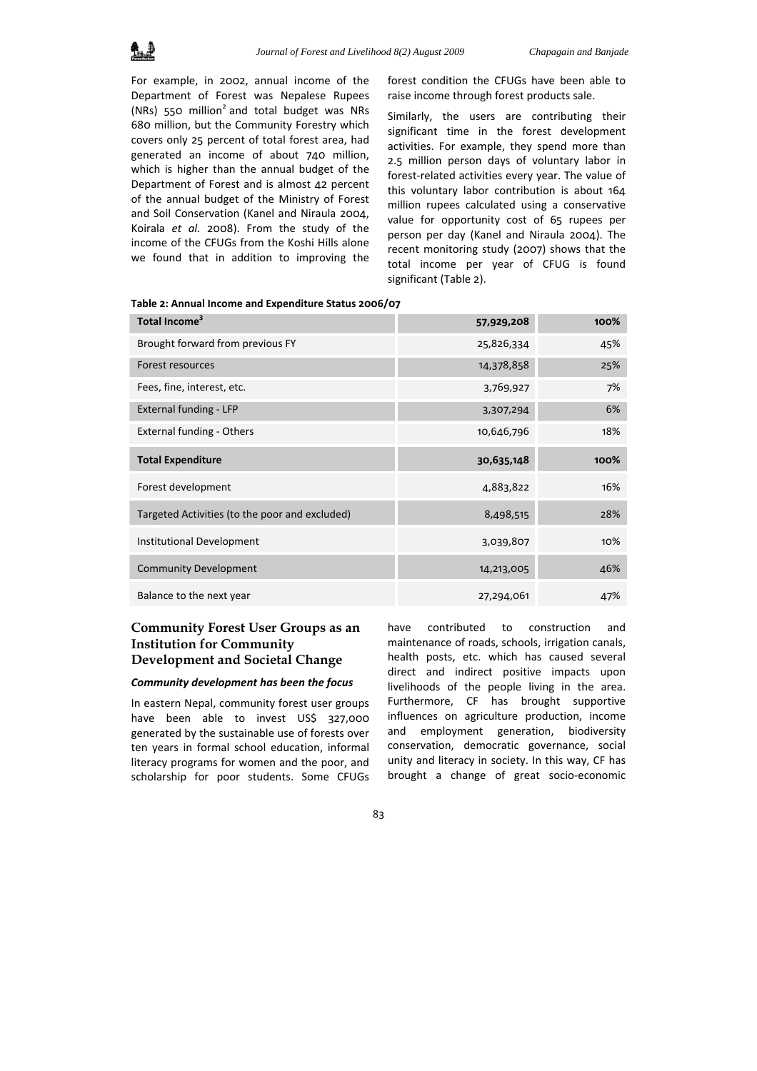For example, in 2002, annual income of the Department of Forest was Nepalese Rupees (NRs) 550 million[2] and total budget was NRs 680 million, but the Community Forestry which covers only 25 percent of total forest area, had generated an income of about 740 million, which is higher than the annual budget of the Department of Forest and is almost 42 percent of the annual budget of the Ministry of Forest and Soil Conservation (Kanel and Niraula 2004, Koirala *et al.* 2008). From the study of the income of the CFUGs from the Koshi Hills alone we found that in addition to improving the forest condition the CFUGs have been able to raise income through forest products sale.

Similarly, the users are contributing their significant time in the forest development activities. For example, they spend more than 2.5 million person days of voluntary labor in forest-related activities every year. The value of this voluntary labor contribution is about 164 million rupees calculated using a conservative value for opportunity cost of 65 rupees per person per day (Kanel and Niraula 2004). The recent monitoring study (2007) shows that the total income per year of CFUG is found significant (Table 2).

**Table 2: Annual Income and Expenditure Status 2006/07**

| **Total Income[3]** | **57,929,208** | **100%** |
|---|---|---|
| Brought forward from previous FY | 25,826,334 | 45% |
| Forest resources | 14,378,858 | 25% |
| Fees, fine, interest, etc. | 3,769,927 | 7% |
| External funding - LFP | 3,307,294 | 6% |
| External funding - Others | 10,646,796 | 18% |
| **Total Expenditure** | **30,635,148** | **100%** |
| Forest development | 4,883,822 | 16% |
| Targeted Activities (to the poor and excluded) | 8,498,515 | 28% |
| Institutional Development | 3,039,807 | 10% |
| Community Development | 14,213,005 | 46% |
| Balance to the next year | 27,294,061 | 47% |

## Community Forest User Groups as an Institution for Community Development and Societal Change

### *Community development has been the focus*

In eastern Nepal, community forest user groups have been able to invest US$ 327,000 generated by the sustainable use of forests over ten years in formal school education, informal literacy programs for women and the poor, and scholarship for poor students. Some CFUGs have contributed to construction and maintenance of roads, schools, irrigation canals, health posts, etc. which has caused several direct and indirect positive impacts upon livelihoods of the people living in the area. Furthermore, CF has brought supportive influences on agriculture production, income and employment generation, biodiversity conservation, democratic governance, social unity and literacy in society. In this way, CF has brought a change of great socio-economic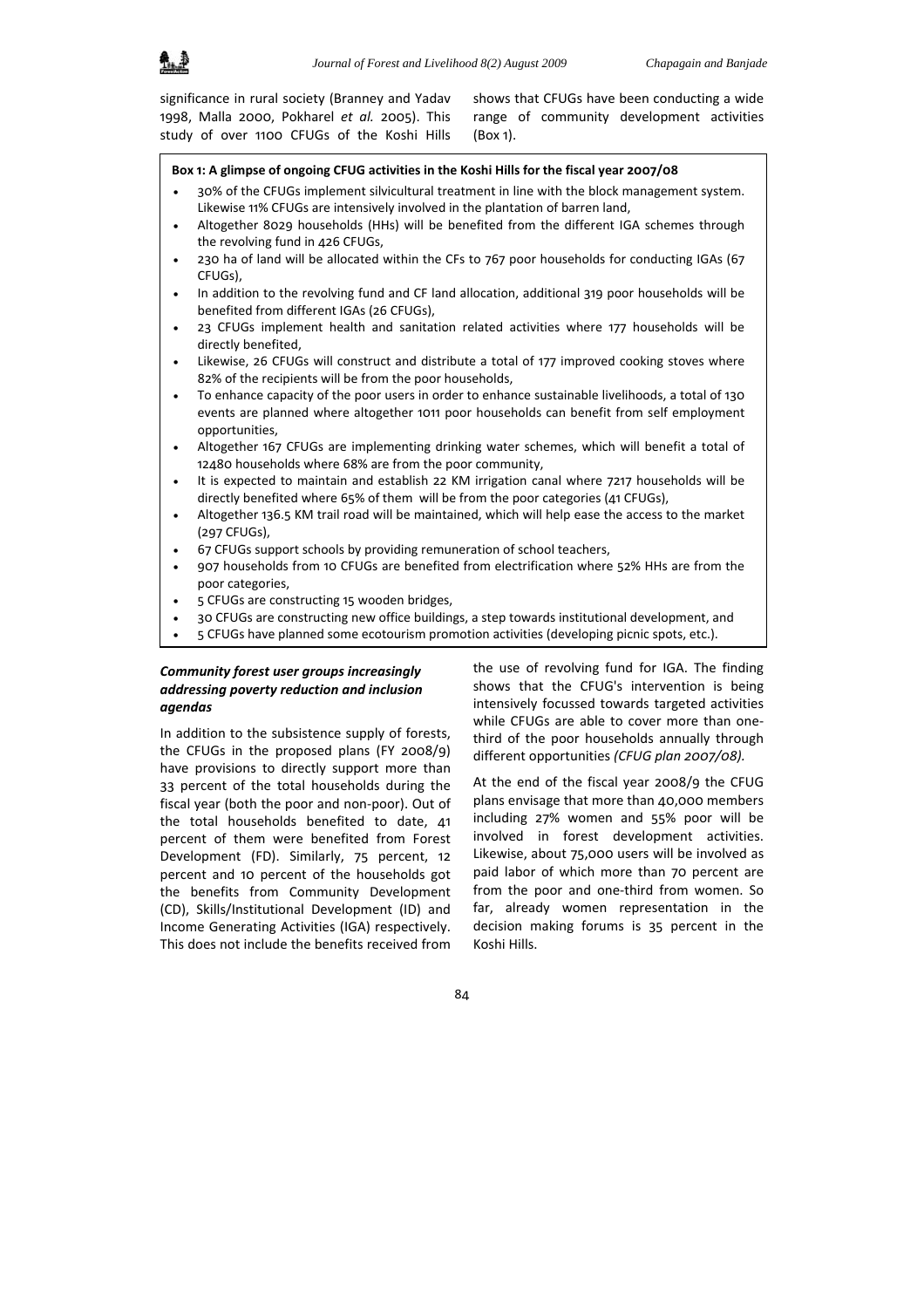significance in rural society (Branney and Yadav 1998, Malla 2000, Pokharel *et al.* 2005). This study of over 1100 CFUGs of the Koshi Hills shows that CFUGs have been conducting a wide range of community development activities (Box 1).

**Box 1: A glimpse of ongoing CFUG activities in the Koshi Hills for the fiscal year 2007/08**

- 30% of the CFUGs implement silvicultural treatment in line with the block management system. Likewise 11% CFUGs are intensively involved in the plantation of barren land,
- Altogether 8029 households (HHs) will be benefited from the different IGA schemes through the revolving fund in 426 CFUGs,
- 230 ha of land will be allocated within the CFs to 767 poor households for conducting IGAs (67 CFUGs),
- In addition to the revolving fund and CF land allocation, additional 319 poor households will be benefited from different IGAs (26 CFUGs),
- 23 CFUGs implement health and sanitation related activities where 177 households will be directly benefited,
- Likewise, 26 CFUGs will construct and distribute a total of 177 improved cooking stoves where 82% of the recipients will be from the poor households,
- To enhance capacity of the poor users in order to enhance sustainable livelihoods, a total of 130 events are planned where altogether 1011 poor households can benefit from self employment opportunities,
- Altogether 167 CFUGs are implementing drinking water schemes, which will benefit a total of 12480 households where 68% are from the poor community,
- It is expected to maintain and establish 22 KM irrigation canal where 7217 households will be directly benefited where 65% of them will be from the poor categories (41 CFUGs),
- Altogether 136.5 KM trail road will be maintained, which will help ease the access to the market (297 CFUGs),
- 67 CFUGs support schools by providing remuneration of school teachers,
- 907 households from 10 CFUGs are benefited from electrification where 52% HHs are from the poor categories,
- 5 CFUGs are constructing 15 wooden bridges,
- 30 CFUGs are constructing new office buildings, a step towards institutional development, and
- 5 CFUGs have planned some ecotourism promotion activities (developing picnic spots, etc.).

### *Community forest user groups increasingly addressing poverty reduction and inclusion agendas*

In addition to the subsistence supply of forests, the CFUGs in the proposed plans (FY 2008/9) have provisions to directly support more than 33 percent of the total households during the fiscal year (both the poor and non-poor). Out of the total households benefited to date, 41 percent of them were benefited from Forest Development (FD). Similarly, 75 percent, 12 percent and 10 percent of the households got the benefits from Community Development (CD), Skills/Institutional Development (ID) and Income Generating Activities (IGA) respectively. This does not include the benefits received from the use of revolving fund for IGA. The finding shows that the CFUG's intervention is being intensively focussed towards targeted activities while CFUGs are able to cover more than one-third of the poor households annually through different opportunities *(CFUG plan 2007/08).*

At the end of the fiscal year 2008/9 the CFUG plans envisage that more than 40,000 members including 27% women and 55% poor will be involved in forest development activities. Likewise, about 75,000 users will be involved as paid labor of which more than 70 percent are from the poor and one-third from women. So far, already women representation in the decision making forums is 35 percent in the Koshi Hills.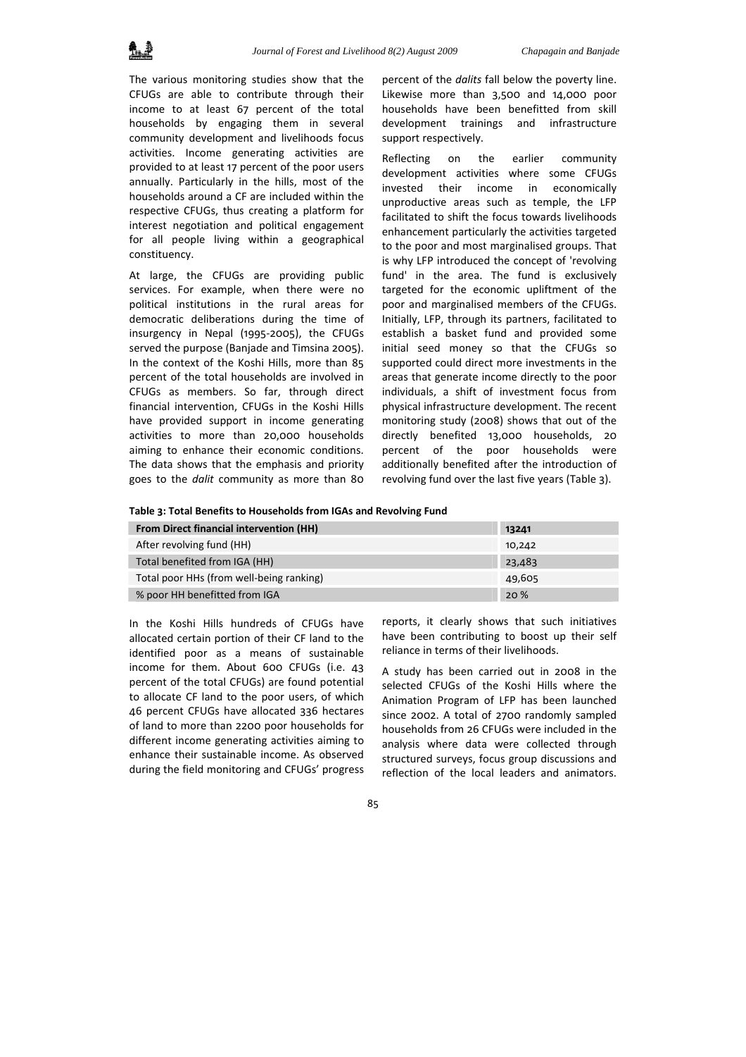The various monitoring studies show that the CFUGs are able to contribute through their income to at least 67 percent of the total households by engaging them in several community development and livelihoods focus activities. Income generating activities are provided to at least 17 percent of the poor users annually. Particularly in the hills, most of the households around a CF are included within the respective CFUGs, thus creating a platform for interest negotiation and political engagement for all people living within a geographical constituency.

At large, the CFUGs are providing public services. For example, when there were no political institutions in the rural areas for democratic deliberations during the time of insurgency in Nepal (1995-2005), the CFUGs served the purpose (Banjade and Timsina 2005). In the context of the Koshi Hills, more than 85 percent of the total households are involved in CFUGs as members. So far, through direct financial intervention, CFUGs in the Koshi Hills have provided support in income generating activities to more than 20,000 households aiming to enhance their economic conditions. The data shows that the emphasis and priority goes to the *dalit* community as more than 80 percent of the *dalits* fall below the poverty line. Likewise more than 3,500 and 14,000 poor households have been benefitted from skill development trainings and infrastructure support respectively.

Reflecting on the earlier community development activities where some CFUGs invested their income in economically unproductive areas such as temple, the LFP facilitated to shift the focus towards livelihoods enhancement particularly the activities targeted to the poor and most marginalised groups. That is why LFP introduced the concept of 'revolving fund' in the area. The fund is exclusively targeted for the economic upliftment of the poor and marginalised members of the CFUGs. Initially, LFP, through its partners, facilitated to establish a basket fund and provided some initial seed money so that the CFUGs so supported could direct more investments in the areas that generate income directly to the poor individuals, a shift of investment focus from physical infrastructure development. The recent monitoring study (2008) shows that out of the directly benefited 13,000 households, 20 percent of the poor households were additionally benefited after the introduction of revolving fund over the last five years (Table 3).

**Table 3: Total Benefits to Households from IGAs and Revolving Fund**

| From Direct financial intervention (HH) | 13241 |
|---|---|
| After revolving fund (HH) | 10,242 |
| Total benefited from IGA (HH) | 23,483 |
| Total poor HHs (from well-being ranking) | 49,605 |
| % poor HH benefitted from IGA | 20 % |

In the Koshi Hills hundreds of CFUGs have allocated certain portion of their CF land to the identified poor as a means of sustainable income for them. About 600 CFUGs (i.e. 43 percent of the total CFUGs) are found potential to allocate CF land to the poor users, of which 46 percent CFUGs have allocated 336 hectares of land to more than 2200 poor households for different income generating activities aiming to enhance their sustainable income. As observed during the field monitoring and CFUGs' progress reports, it clearly shows that such initiatives have been contributing to boost up their self reliance in terms of their livelihoods.

A study has been carried out in 2008 in the selected CFUGs of the Koshi Hills where the Animation Program of LFP has been launched since 2002. A total of 2700 randomly sampled households from 26 CFUGs were included in the analysis where data were collected through structured surveys, focus group discussions and reflection of the local leaders and animators.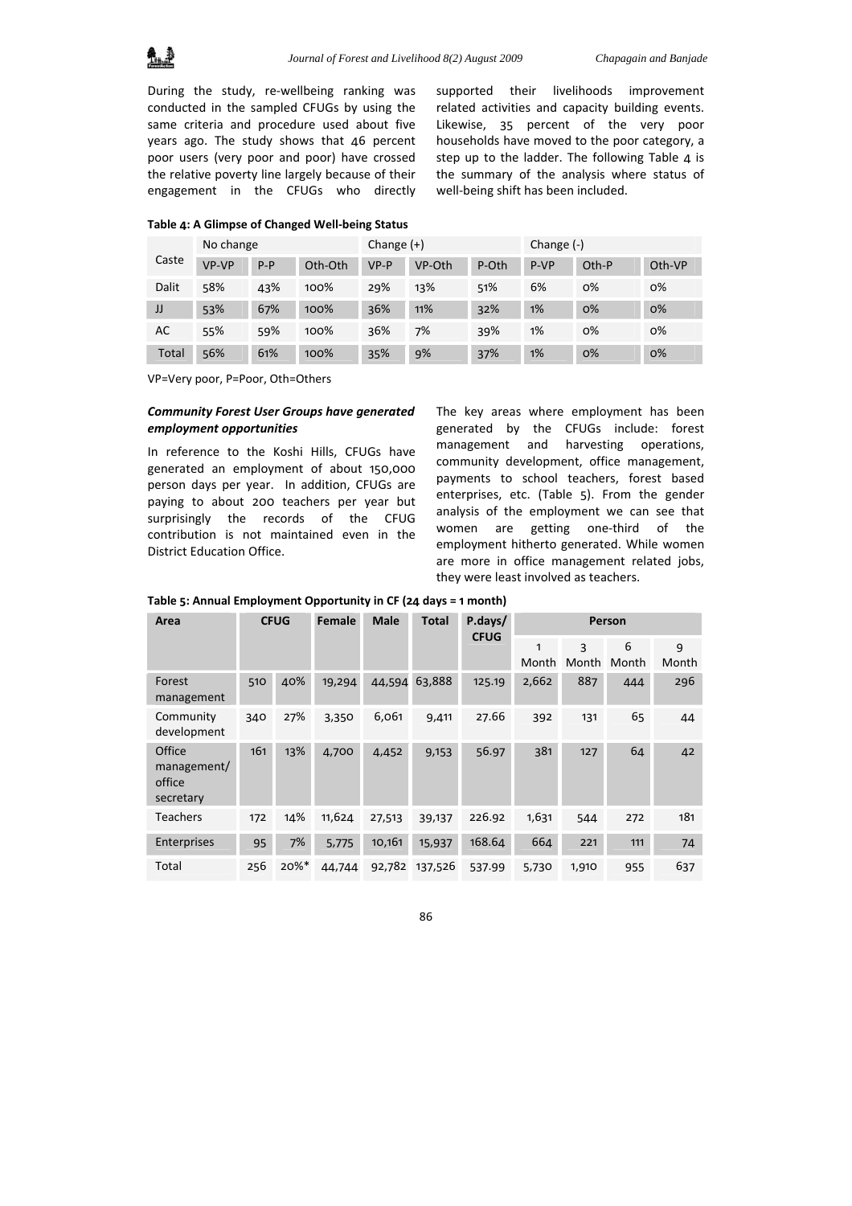During the study, re-wellbeing ranking was conducted in the sampled CFUGs by using the same criteria and procedure used about five years ago. The study shows that 46 percent poor users (very poor and poor) have crossed the relative poverty line largely because of their engagement in the CFUGs who directly supported their livelihoods improvement related activities and capacity building events. Likewise, 35 percent of the very poor households have moved to the poor category, a step up to the ladder. The following Table 4 is the summary of the analysis where status of well-being shift has been included.

**Table 4: A Glimpse of Changed Well-being Status**

| Caste | No change | | | Change (+) | | | Change (-) | | |
|---|---|---|---|---|---|---|---|---|---|
| | VP-VP | P-P | Oth-Oth | VP-P | VP-Oth | P-Oth | P-VP | Oth-P | Oth-VP |
| Dalit | 58% | 43% | 100% | 29% | 13% | 51% | 6% | 0% | 0% |
| JJ | 53% | 67% | 100% | 36% | 11% | 32% | 1% | 0% | 0% |
| AC | 55% | 59% | 100% | 36% | 7% | 39% | 1% | 0% | 0% |
| Total | 56% | 61% | 100% | 35% | 9% | 37% | 1% | 0% | 0% |

VP=Very poor, P=Poor, Oth=Others

***Community Forest User Groups have generated employment opportunities***

In reference to the Koshi Hills, CFUGs have generated an employment of about 150,000 person days per year. In addition, CFUGs are paying to about 200 teachers per year but surprisingly the records of the CFUG contribution is not maintained even in the District Education Office.

The key areas where employment has been generated by the CFUGs include: forest management and harvesting operations, community development, office management, payments to school teachers, forest based enterprises, etc. (Table 5). From the gender analysis of the employment we can see that women are getting one-third of the employment hitherto generated. While women are more in office management related jobs, they were least involved as teachers.

**Table 5: Annual Employment Opportunity in CF (24 days = 1 month)**

| Area | CFUG | | Female | Male | Total | P.days/ CFUG | Person | | | |
|---|---|---|---|---|---|---|---|---|---|---|
| | | | | | | | 1 Month | 3 Month | 6 Month | 9 Month |
| Forest management | 510 | 40% | 19,294 | 44,594 | 63,888 | 125.19 | 2,662 | 887 | 444 | 296 |
| Community development | 340 | 27% | 3,350 | 6,061 | 9,411 | 27.66 | 392 | 131 | 65 | 44 |
| Office management/ office secretary | 161 | 13% | 4,700 | 4,452 | 9,153 | 56.97 | 381 | 127 | 64 | 42 |
| Teachers | 172 | 14% | 11,624 | 27,513 | 39,137 | 226.92 | 1,631 | 544 | 272 | 181 |
| Enterprises | 95 | 7% | 5,775 | 10,161 | 15,937 | 168.64 | 664 | 221 | 111 | 74 |
| Total | 256 | 20%* | 44,744 | 92,782 | 137,526 | 537.99 | 5,730 | 1,910 | 955 | 637 |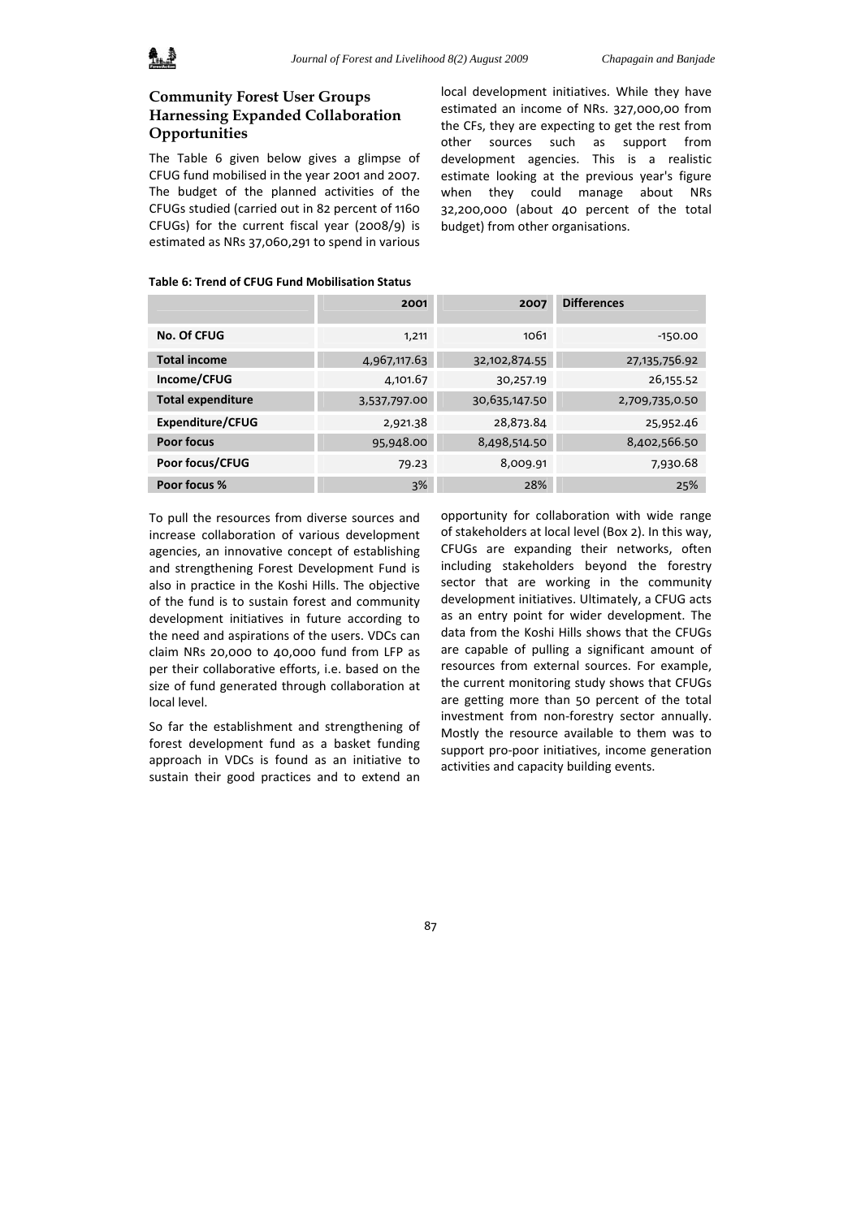## Community Forest User Groups Harnessing Expanded Collaboration Opportunities

The Table 6 given below gives a glimpse of CFUG fund mobilised in the year 2001 and 2007. The budget of the planned activities of the CFUGs studied (carried out in 82 percent of 1160 CFUGs) for the current fiscal year (2008/9) is estimated as NRs 37,060,291 to spend in various local development initiatives. While they have estimated an income of NRs. 327,000,00 from the CFs, they are expecting to get the rest from other sources such as support from development agencies. This is a realistic estimate looking at the previous year's figure when they could manage about NRs 32,200,000 (about 40 percent of the total budget) from other organisations.

**Table 6: Trend of CFUG Fund Mobilisation Status**

| | 2001 | 2007 | Differences |
|---|---:|---:|---:|
| **No. Of CFUG** | 1,211 | 1061 | -150.00 |
| **Total income** | 4,967,117.63 | 32,102,874.55 | 27,135,756.92 |
| **Income/CFUG** | 4,101.67 | 30,257.19 | 26,155.52 |
| **Total expenditure** | 3,537,797.00 | 30,635,147.50 | 2,709,735,0.50 |
| **Expenditure/CFUG** | 2,921.38 | 28,873.84 | 25,952.46 |
| **Poor focus** | 95,948.00 | 8,498,514.50 | 8,402,566.50 |
| **Poor focus/CFUG** | 79.23 | 8,009.91 | 7,930.68 |
| **Poor focus %** | 3% | 28% | 25% |

To pull the resources from diverse sources and increase collaboration of various development agencies, an innovative concept of establishing and strengthening Forest Development Fund is also in practice in the Koshi Hills. The objective of the fund is to sustain forest and community development initiatives in future according to the need and aspirations of the users. VDCs can claim NRs 20,000 to 40,000 fund from LFP as per their collaborative efforts, i.e. based on the size of fund generated through collaboration at local level.

So far the establishment and strengthening of forest development fund as a basket funding approach in VDCs is found as an initiative to sustain their good practices and to extend an opportunity for collaboration with wide range of stakeholders at local level (Box 2). In this way, CFUGs are expanding their networks, often including stakeholders beyond the forestry sector that are working in the community development initiatives. Ultimately, a CFUG acts as an entry point for wider development. The data from the Koshi Hills shows that the CFUGs are capable of pulling a significant amount of resources from external sources. For example, the current monitoring study shows that CFUGs are getting more than 50 percent of the total investment from non-forestry sector annually. Mostly the resource available to them was to support pro-poor initiatives, income generation activities and capacity building events.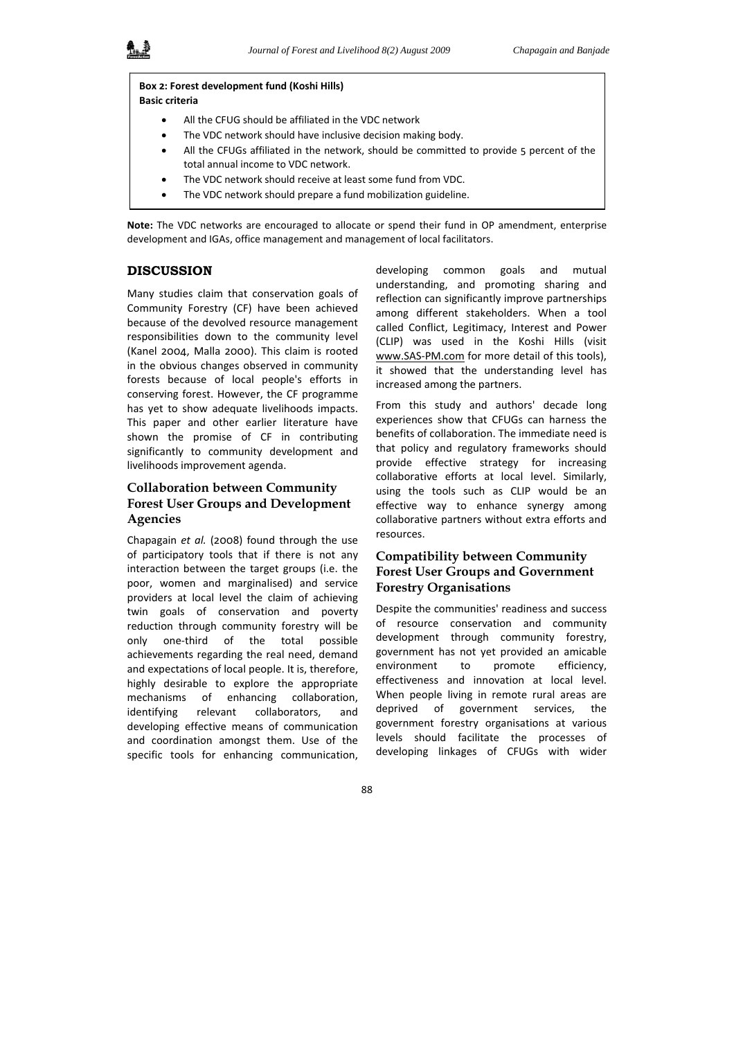**Box 2: Forest development fund (Koshi Hills)**
**Basic criteria**

- All the CFUG should be affiliated in the VDC network
- The VDC network should have inclusive decision making body.
- All the CFUGs affiliated in the network, should be committed to provide 5 percent of the total annual income to VDC network.
- The VDC network should receive at least some fund from VDC.
- The VDC network should prepare a fund mobilization guideline.

**Note:** The VDC networks are encouraged to allocate or spend their fund in OP amendment, enterprise development and IGAs, office management and management of local facilitators.

## DISCUSSION

Many studies claim that conservation goals of Community Forestry (CF) have been achieved because of the devolved resource management responsibilities down to the community level (Kanel 2004, Malla 2000). This claim is rooted in the obvious changes observed in community forests because of local people's efforts in conserving forest. However, the CF programme has yet to show adequate livelihoods impacts. This paper and other earlier literature have shown the promise of CF in contributing significantly to community development and livelihoods improvement agenda.

### Collaboration between Community Forest User Groups and Development Agencies

Chapagain *et al.* (2008) found through the use of participatory tools that if there is not any interaction between the target groups (i.e. the poor, women and marginalised) and service providers at local level the claim of achieving twin goals of conservation and poverty reduction through community forestry will be only one-third of the total possible achievements regarding the real need, demand and expectations of local people. It is, therefore, highly desirable to explore the appropriate mechanisms of enhancing collaboration, identifying relevant collaborators, and developing effective means of communication and coordination amongst them. Use of the specific tools for enhancing communication, developing common goals and mutual understanding, and promoting sharing and reflection can significantly improve partnerships among different stakeholders. When a tool called Conflict, Legitimacy, Interest and Power (CLIP) was used in the Koshi Hills (visit www.SAS-PM.com for more detail of this tools), it showed that the understanding level has increased among the partners.

From this study and authors' decade long experiences show that CFUGs can harness the benefits of collaboration. The immediate need is that policy and regulatory frameworks should provide effective strategy for increasing collaborative efforts at local level. Similarly, using the tools such as CLIP would be an effective way to enhance synergy among collaborative partners without extra efforts and resources.

### Compatibility between Community Forest User Groups and Government Forestry Organisations

Despite the communities' readiness and success of resource conservation and community development through community forestry, government has not yet provided an amicable environment to promote efficiency, effectiveness and innovation at local level. When people living in remote rural areas are deprived of government services, the government forestry organisations at various levels should facilitate the processes of developing linkages of CFUGs with wider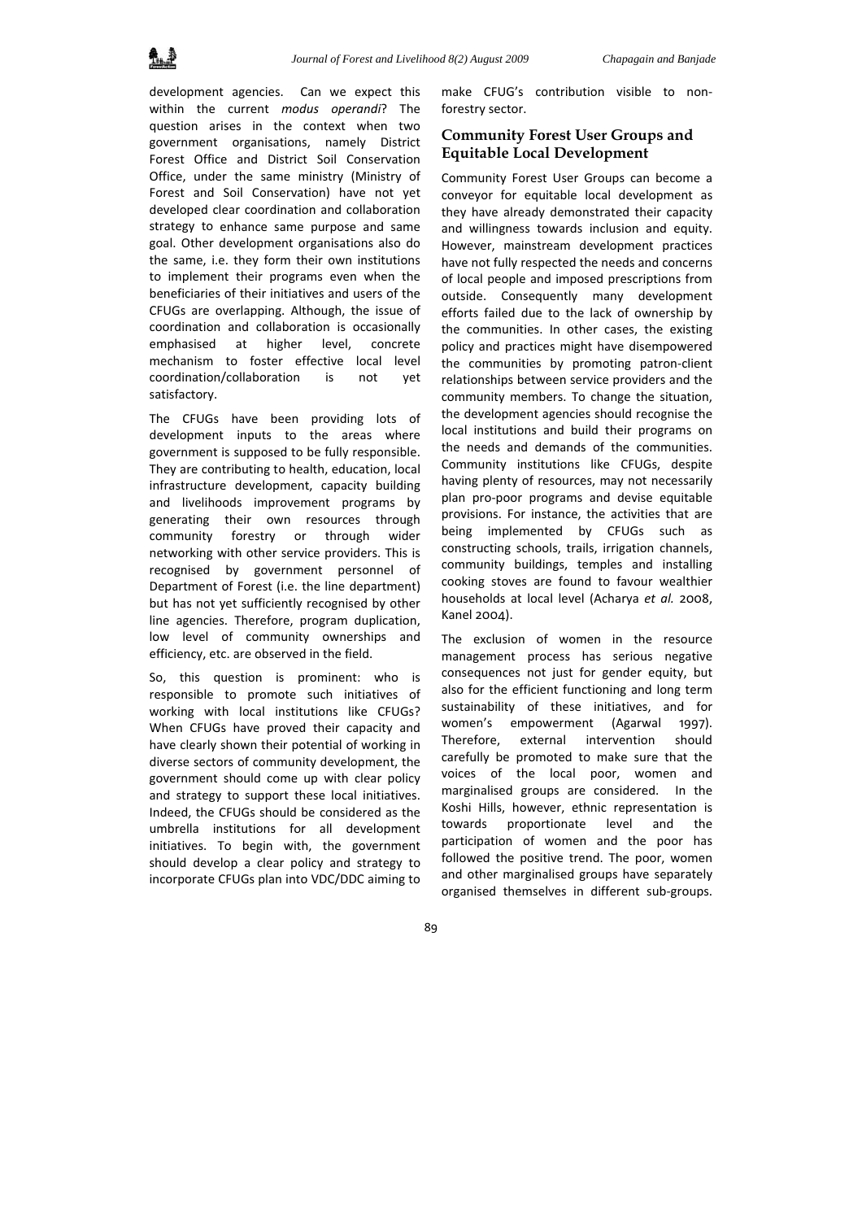development agencies. Can we expect this within the current *modus operandi*? The question arises in the context when two government organisations, namely District Forest Office and District Soil Conservation Office, under the same ministry (Ministry of Forest and Soil Conservation) have not yet developed clear coordination and collaboration strategy to enhance same purpose and same goal. Other development organisations also do the same, i.e. they form their own institutions to implement their programs even when the beneficiaries of their initiatives and users of the CFUGs are overlapping. Although, the issue of coordination and collaboration is occasionally emphasised at higher level, concrete mechanism to foster effective local level coordination/collaboration is not yet satisfactory.

The CFUGs have been providing lots of development inputs to the areas where government is supposed to be fully responsible. They are contributing to health, education, local infrastructure development, capacity building and livelihoods improvement programs by generating their own resources through community forestry or through wider networking with other service providers. This is recognised by government personnel of Department of Forest (i.e. the line department) but has not yet sufficiently recognised by other line agencies. Therefore, program duplication, low level of community ownerships and efficiency, etc. are observed in the field.

So, this question is prominent: who is responsible to promote such initiatives of working with local institutions like CFUGs? When CFUGs have proved their capacity and have clearly shown their potential of working in diverse sectors of community development, the government should come up with clear policy and strategy to support these local initiatives. Indeed, the CFUGs should be considered as the umbrella institutions for all development initiatives. To begin with, the government should develop a clear policy and strategy to incorporate CFUGs plan into VDC/DDC aiming to make CFUG's contribution visible to non-forestry sector.

## Community Forest User Groups and Equitable Local Development

Community Forest User Groups can become a conveyor for equitable local development as they have already demonstrated their capacity and willingness towards inclusion and equity. However, mainstream development practices have not fully respected the needs and concerns of local people and imposed prescriptions from outside. Consequently many development efforts failed due to the lack of ownership by the communities. In other cases, the existing policy and practices might have disempowered the communities by promoting patron-client relationships between service providers and the community members. To change the situation, the development agencies should recognise the local institutions and build their programs on the needs and demands of the communities. Community institutions like CFUGs, despite having plenty of resources, may not necessarily plan pro-poor programs and devise equitable provisions. For instance, the activities that are being implemented by CFUGs such as constructing schools, trails, irrigation channels, community buildings, temples and installing cooking stoves are found to favour wealthier households at local level (Acharya *et al.* 2008, Kanel 2004).

The exclusion of women in the resource management process has serious negative consequences not just for gender equity, but also for the efficient functioning and long term sustainability of these initiatives, and for women's empowerment (Agarwal 1997). Therefore, external intervention should carefully be promoted to make sure that the voices of the local poor, women and marginalised groups are considered. In the Koshi Hills, however, ethnic representation is towards proportionate level and the participation of women and the poor has followed the positive trend. The poor, women and other marginalised groups have separately organised themselves in different sub-groups.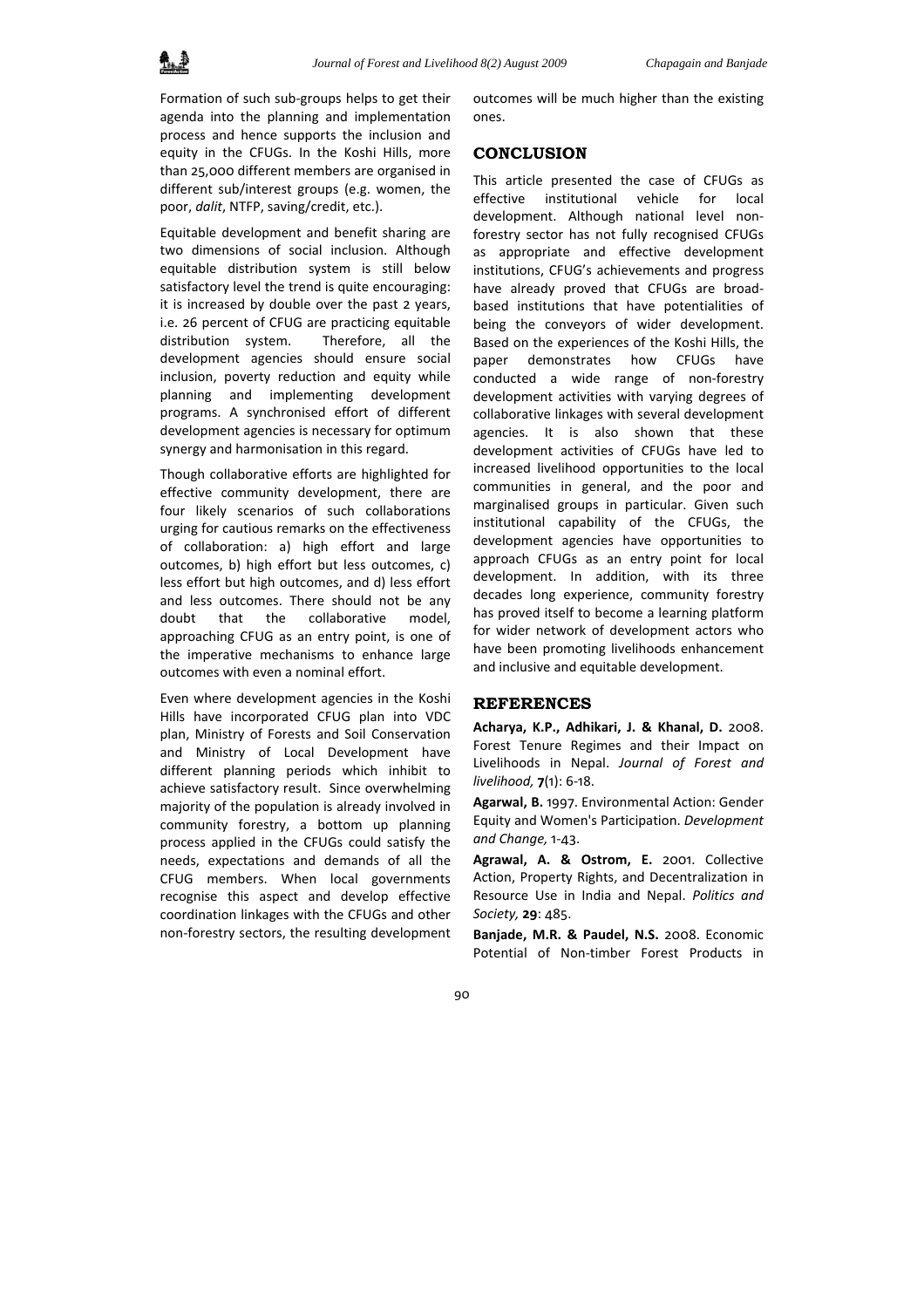Formation of such sub-groups helps to get their agenda into the planning and implementation process and hence supports the inclusion and equity in the CFUGs. In the Koshi Hills, more than 25,000 different members are organised in different sub/interest groups (e.g. women, the poor, *dalit*, NTFP, saving/credit, etc.).

Equitable development and benefit sharing are two dimensions of social inclusion. Although equitable distribution system is still below satisfactory level the trend is quite encouraging: it is increased by double over the past 2 years, i.e. 26 percent of CFUG are practicing equitable distribution system. Therefore, all the development agencies should ensure social inclusion, poverty reduction and equity while planning and implementing development programs. A synchronised effort of different development agencies is necessary for optimum synergy and harmonisation in this regard.

Though collaborative efforts are highlighted for effective community development, there are four likely scenarios of such collaborations urging for cautious remarks on the effectiveness of collaboration: a) high effort and large outcomes, b) high effort but less outcomes, c) less effort but high outcomes, and d) less effort and less outcomes. There should not be any doubt that the collaborative model, approaching CFUG as an entry point, is one of the imperative mechanisms to enhance large outcomes with even a nominal effort.

Even where development agencies in the Koshi Hills have incorporated CFUG plan into VDC plan, Ministry of Forests and Soil Conservation and Ministry of Local Development have different planning periods which inhibit to achieve satisfactory result. Since overwhelming majority of the population is already involved in community forestry, a bottom up planning process applied in the CFUGs could satisfy the needs, expectations and demands of all the CFUG members. When local governments recognise this aspect and develop effective coordination linkages with the CFUGs and other non-forestry sectors, the resulting development outcomes will be much higher than the existing ones.

## CONCLUSION

This article presented the case of CFUGs as effective institutional vehicle for local development. Although national level non-forestry sector has not fully recognised CFUGs as appropriate and effective development institutions, CFUG's achievements and progress have already proved that CFUGs are broad-based institutions that have potentialities of being the conveyors of wider development. Based on the experiences of the Koshi Hills, the paper demonstrates how CFUGs have conducted a wide range of non-forestry development activities with varying degrees of collaborative linkages with several development agencies. It is also shown that these development activities of CFUGs have led to increased livelihood opportunities to the local communities in general, and the poor and marginalised groups in particular. Given such institutional capability of the CFUGs, the development agencies have opportunities to approach CFUGs as an entry point for local development. In addition, with its three decades long experience, community forestry has proved itself to become a learning platform for wider network of development actors who have been promoting livelihoods enhancement and inclusive and equitable development.

## REFERENCES

**Acharya, K.P., Adhikari, J. & Khanal, D.** 2008. Forest Tenure Regimes and their Impact on Livelihoods in Nepal. *Journal of Forest and livelihood,* **7**(1): 6-18.

**Agarwal, B.** 1997. Environmental Action: Gender Equity and Women's Participation. *Development and Change,* 1-43.

**Agrawal, A. & Ostrom, E.** 2001. Collective Action, Property Rights, and Decentralization in Resource Use in India and Nepal. *Politics and Society,* **29**: 485.

**Banjade, M.R. & Paudel, N.S.** 2008. Economic Potential of Non-timber Forest Products in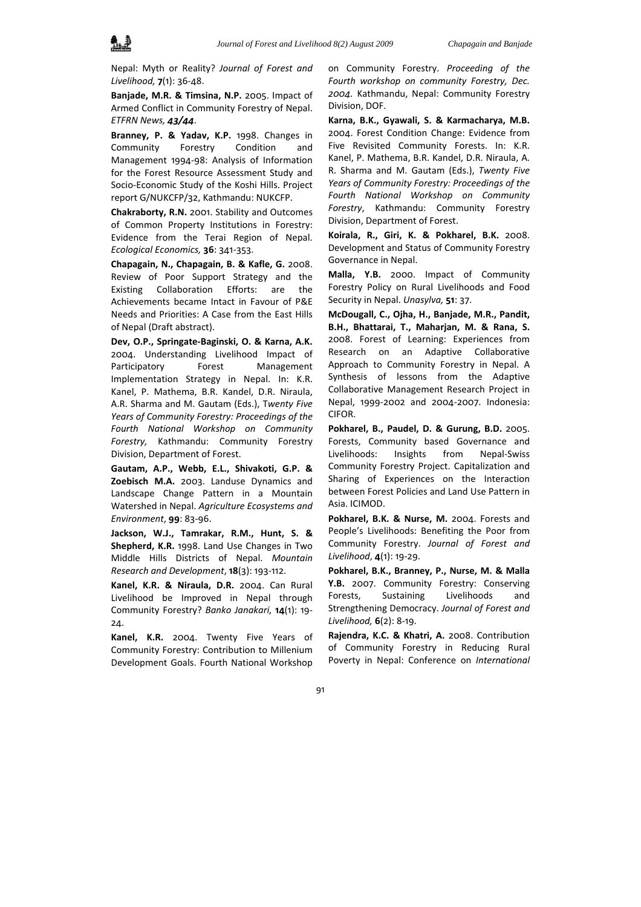Nepal: Myth or Reality? *Journal of Forest and Livelihood,* **7**(1): 36-48.

**Banjade, M.R. & Timsina, N.P.** 2005. Impact of Armed Conflict in Community Forestry of Nepal. *ETFRN News, **43/44***.

**Branney, P. & Yadav, K.P.** 1998. Changes in Community Forestry Condition and Management 1994-98: Analysis of Information for the Forest Resource Assessment Study and Socio-Economic Study of the Koshi Hills. Project report G/NUKCFP/32, Kathmandu: NUKCFP.

**Chakraborty, R.N.** 2001. Stability and Outcomes of Common Property Institutions in Forestry: Evidence from the Terai Region of Nepal. *Ecological Economics,* **36**: 341-353.

**Chapagain, N., Chapagain, B. & Kafle, G.** 2008. Review of Poor Support Strategy and the Existing Collaboration Efforts: are the Achievements became Intact in Favour of P&E Needs and Priorities: A Case from the East Hills of Nepal (Draft abstract).

**Dev, O.P., Springate-Baginski, O. & Karna, A.K.** 2004. Understanding Livelihood Impact of Participatory Forest Management Implementation Strategy in Nepal. In: K.R. Kanel, P. Mathema, B.R. Kandel, D.R. Niraula, A.R. Sharma and M. Gautam (Eds.), *Twenty Five Years of Community Forestry: Proceedings of the Fourth National Workshop on Community Forestry,* Kathmandu: Community Forestry Division, Department of Forest.

**Gautam, A.P., Webb, E.L., Shivakoti, G.P. & Zoebisch M.A.** 2003. Landuse Dynamics and Landscape Change Pattern in a Mountain Watershed in Nepal. *Agriculture Ecosystems and Environment*, **99**: 83-96.

**Jackson, W.J., Tamrakar, R.M., Hunt, S. & Shepherd, K.R.** 1998. Land Use Changes in Two Middle Hills Districts of Nepal. *Mountain Research and Development*, **18**(3): 193-112.

**Kanel, K.R. & Niraula, D.R.** 2004. Can Rural Livelihood be Improved in Nepal through Community Forestry? *Banko Janakari,* **14**(1): 19-24.

**Kanel, K.R.** 2004. Twenty Five Years of Community Forestry: Contribution to Millenium Development Goals. Fourth National Workshop on Community Forestry. *Proceeding of the Fourth workshop on community Forestry, Dec. 2004.* Kathmandu, Nepal: Community Forestry Division, DOF.

**Karna, B.K., Gyawali, S. & Karmacharya, M.B.** 2004. Forest Condition Change: Evidence from Five Revisited Community Forests. In: K.R. Kanel, P. Mathema, B.R. Kandel, D.R. Niraula, A. R. Sharma and M. Gautam (Eds.), *Twenty Five Years of Community Forestry: Proceedings of the Fourth National Workshop on Community Forestry*, Kathmandu: Community Forestry Division, Department of Forest.

**Koirala, R., Giri, K. & Pokharel, B.K.** 2008. Development and Status of Community Forestry Governance in Nepal.

**Malla, Y.B.** 2000. Impact of Community Forestry Policy on Rural Livelihoods and Food Security in Nepal. *Unasylva,* **51**: 37.

**McDougall, C., Ojha, H., Banjade, M.R., Pandit, B.H., Bhattarai, T., Maharjan, M. & Rana, S.** 2008. Forest of Learning: Experiences from Research on an Adaptive Collaborative Approach to Community Forestry in Nepal. A Synthesis of lessons from the Adaptive Collaborative Management Research Project in Nepal, 1999-2002 and 2004-2007. Indonesia: CIFOR.

**Pokharel, B., Paudel, D. & Gurung, B.D.** 2005. Forests, Community based Governance and Livelihoods: Insights from Nepal-Swiss Community Forestry Project. Capitalization and Sharing of Experiences on the Interaction between Forest Policies and Land Use Pattern in Asia. ICIMOD.

**Pokharel, B.K. & Nurse, M.** 2004. Forests and People's Livelihoods: Benefiting the Poor from Community Forestry. *Journal of Forest and Livelihood*, **4**(1): 19-29.

**Pokharel, B.K., Branney, P., Nurse, M. & Malla Y.B.** 2007. Community Forestry: Conserving Forests, Sustaining Livelihoods and Strengthening Democracy. *Journal of Forest and Livelihood,* **6**(2): 8-19.

**Rajendra, K.C. & Khatri, A.** 2008. Contribution of Community Forestry in Reducing Rural Poverty in Nepal: Conference on *International*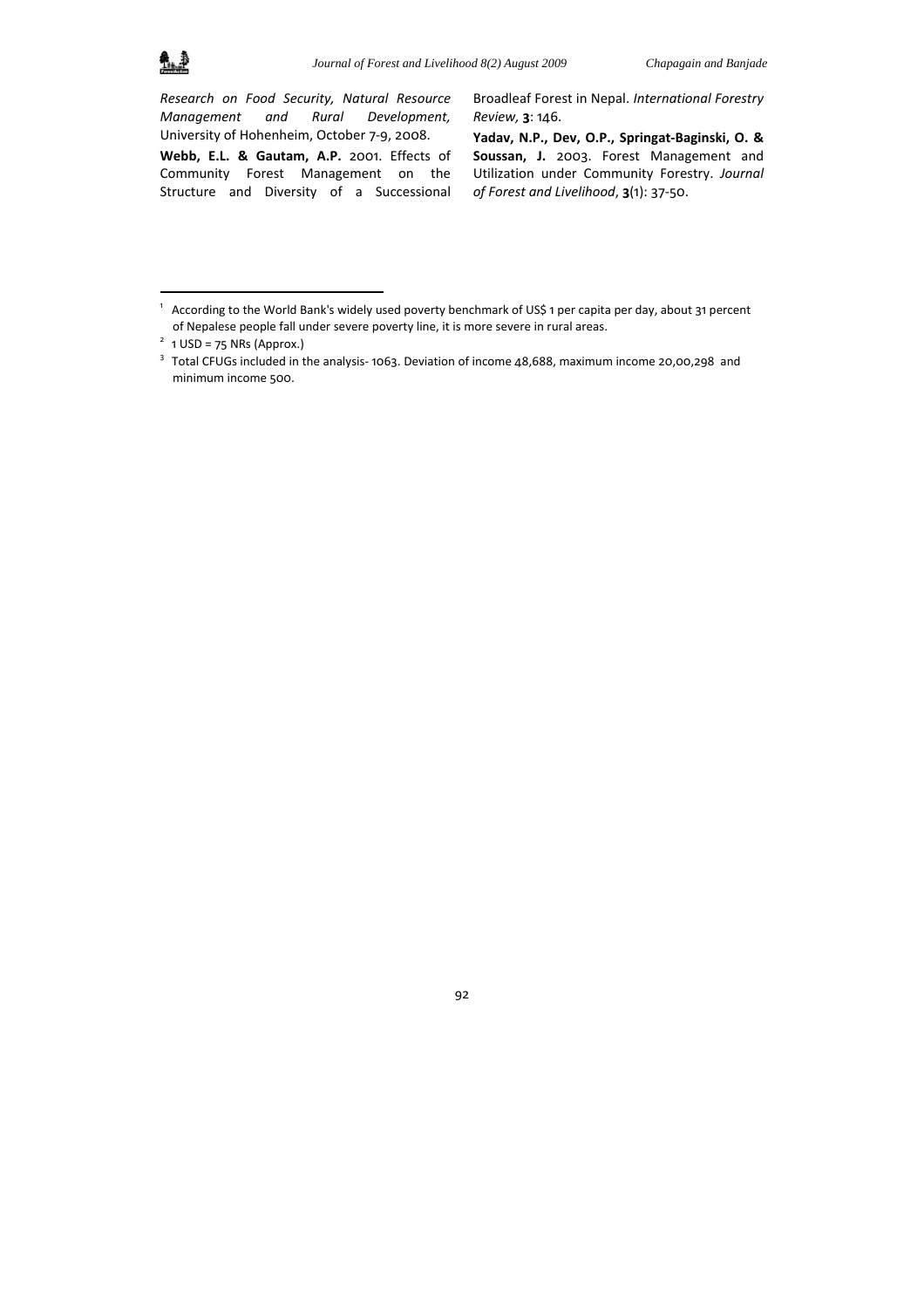*Research on Food Security, Natural Resource Management and Rural Development,* University of Hohenheim, October 7-9, 2008.

**Webb, E.L. & Gautam, A.P.** 2001. Effects of Community Forest Management on the Structure and Diversity of a Successional Broadleaf Forest in Nepal. *International Forestry Review,* **3**: 146.

**Yadav, N.P., Dev, O.P., Springat-Baginski, O. & Soussan, J.** 2003. Forest Management and Utilization under Community Forestry. *Journal of Forest and Livelihood*, **3**(1): 37-50.

---

[1] According to the World Bank's widely used poverty benchmark of US$ 1 per capita per day, about 31 percent of Nepalese people fall under severe poverty line, it is more severe in rural areas.

[2] 1 USD = 75 NRs (Approx.)

[3] Total CFUGs included in the analysis- 1063. Deviation of income 48,688, maximum income 20,00,298 and minimum income 500.